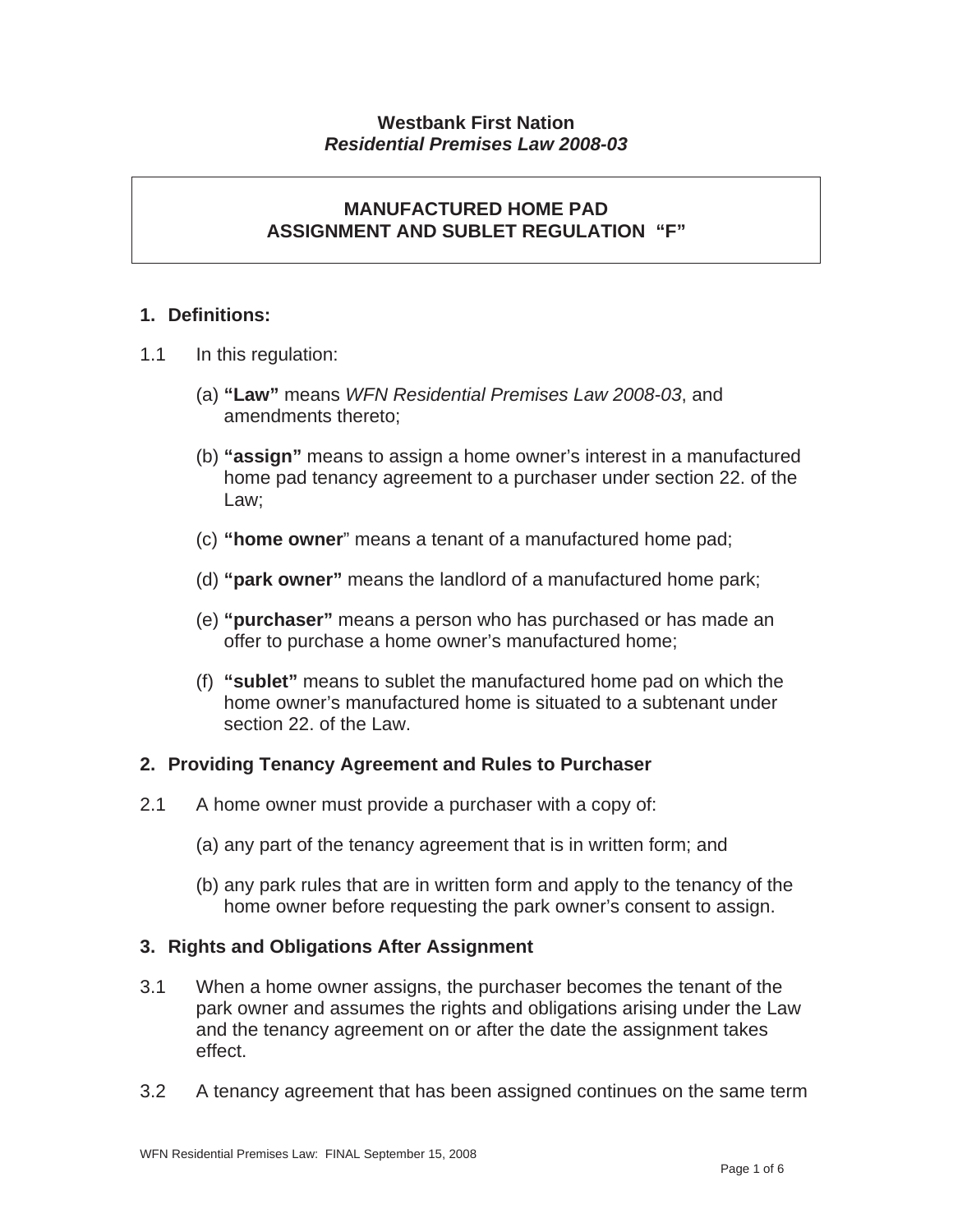**Westbank First Nation**
***Residential Premises Law 2008-03***

## MANUFACTURED HOME PAD ASSIGNMENT AND SUBLET REGULATION "F"

### 1. Definitions:

1.1 In this regulation:

(a) **"Law"** means *WFN Residential Premises Law 2008-03*, and amendments thereto;

(b) **"assign"** means to assign a home owner's interest in a manufactured home pad tenancy agreement to a purchaser under section 22. of the Law;

(c) **"home owner**" means a tenant of a manufactured home pad;

(d) **"park owner"** means the landlord of a manufactured home park;

(e) **"purchaser"** means a person who has purchased or has made an offer to purchase a home owner's manufactured home;

(f) **"sublet"** means to sublet the manufactured home pad on which the home owner's manufactured home is situated to a subtenant under section 22. of the Law.

### 2. Providing Tenancy Agreement and Rules to Purchaser

2.1 A home owner must provide a purchaser with a copy of:

(a) any part of the tenancy agreement that is in written form; and

(b) any park rules that are in written form and apply to the tenancy of the home owner before requesting the park owner's consent to assign.

### 3. Rights and Obligations After Assignment

3.1 When a home owner assigns, the purchaser becomes the tenant of the park owner and assumes the rights and obligations arising under the Law and the tenancy agreement on or after the date the assignment takes effect.

3.2 A tenancy agreement that has been assigned continues on the same term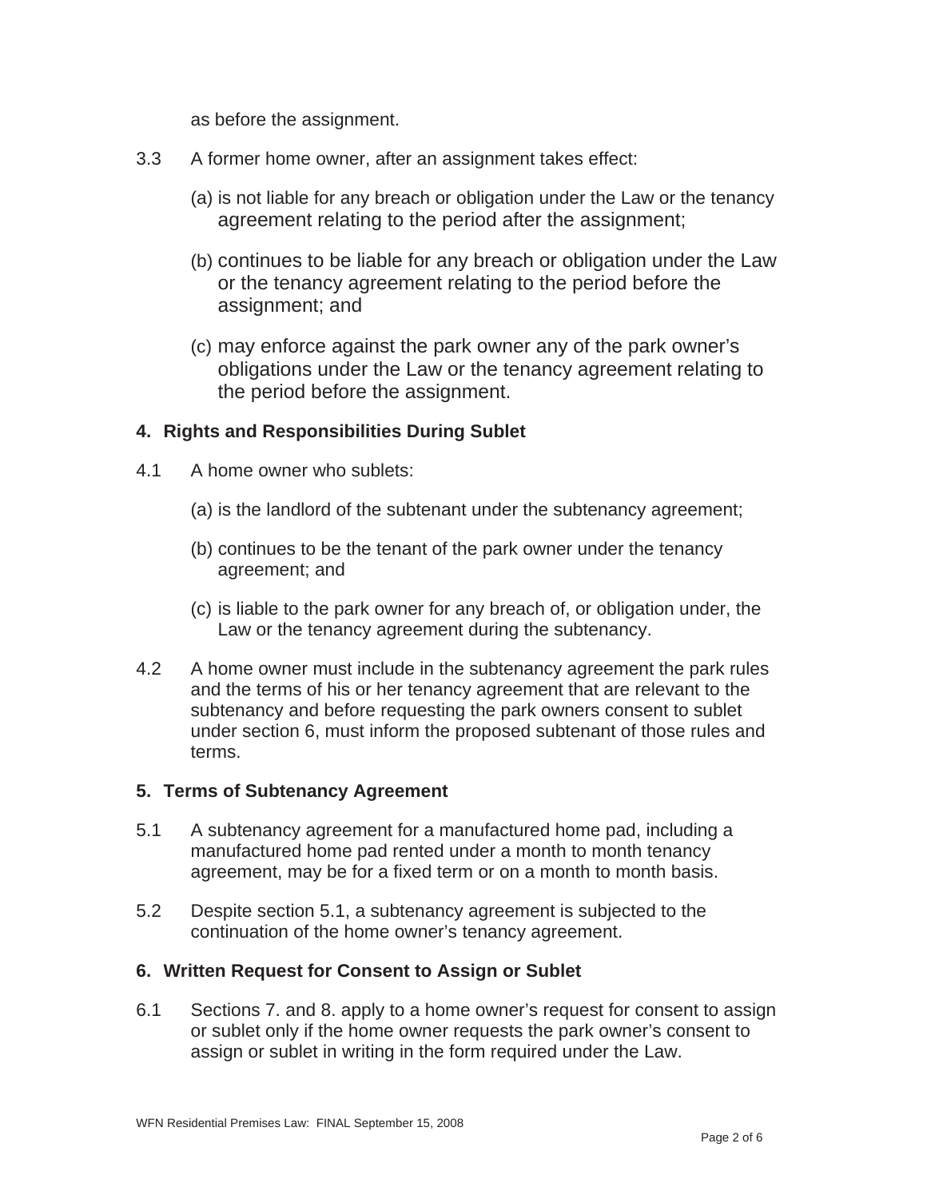as before the assignment.

3.3 A former home owner, after an assignment takes effect:

(a) is not liable for any breach or obligation under the Law or the tenancy agreement relating to the period after the assignment;

(b) continues to be liable for any breach or obligation under the Law or the tenancy agreement relating to the period before the assignment; and

(c) may enforce against the park owner any of the park owner's obligations under the Law or the tenancy agreement relating to the period before the assignment.

**4. Rights and Responsibilities During Sublet**

4.1 A home owner who sublets:

(a) is the landlord of the subtenant under the subtenancy agreement;

(b) continues to be the tenant of the park owner under the tenancy agreement; and

(c) is liable to the park owner for any breach of, or obligation under, the Law or the tenancy agreement during the subtenancy.

4.2 A home owner must include in the subtenancy agreement the park rules and the terms of his or her tenancy agreement that are relevant to the subtenancy and before requesting the park owners consent to sublet under section 6, must inform the proposed subtenant of those rules and terms.

**5. Terms of Subtenancy Agreement**

5.1 A subtenancy agreement for a manufactured home pad, including a manufactured home pad rented under a month to month tenancy agreement, may be for a fixed term or on a month to month basis.

5.2 Despite section 5.1, a subtenancy agreement is subjected to the continuation of the home owner's tenancy agreement.

**6. Written Request for Consent to Assign or Sublet**

6.1 Sections 7. and 8. apply to a home owner's request for consent to assign or sublet only if the home owner requests the park owner's consent to assign or sublet in writing in the form required under the Law.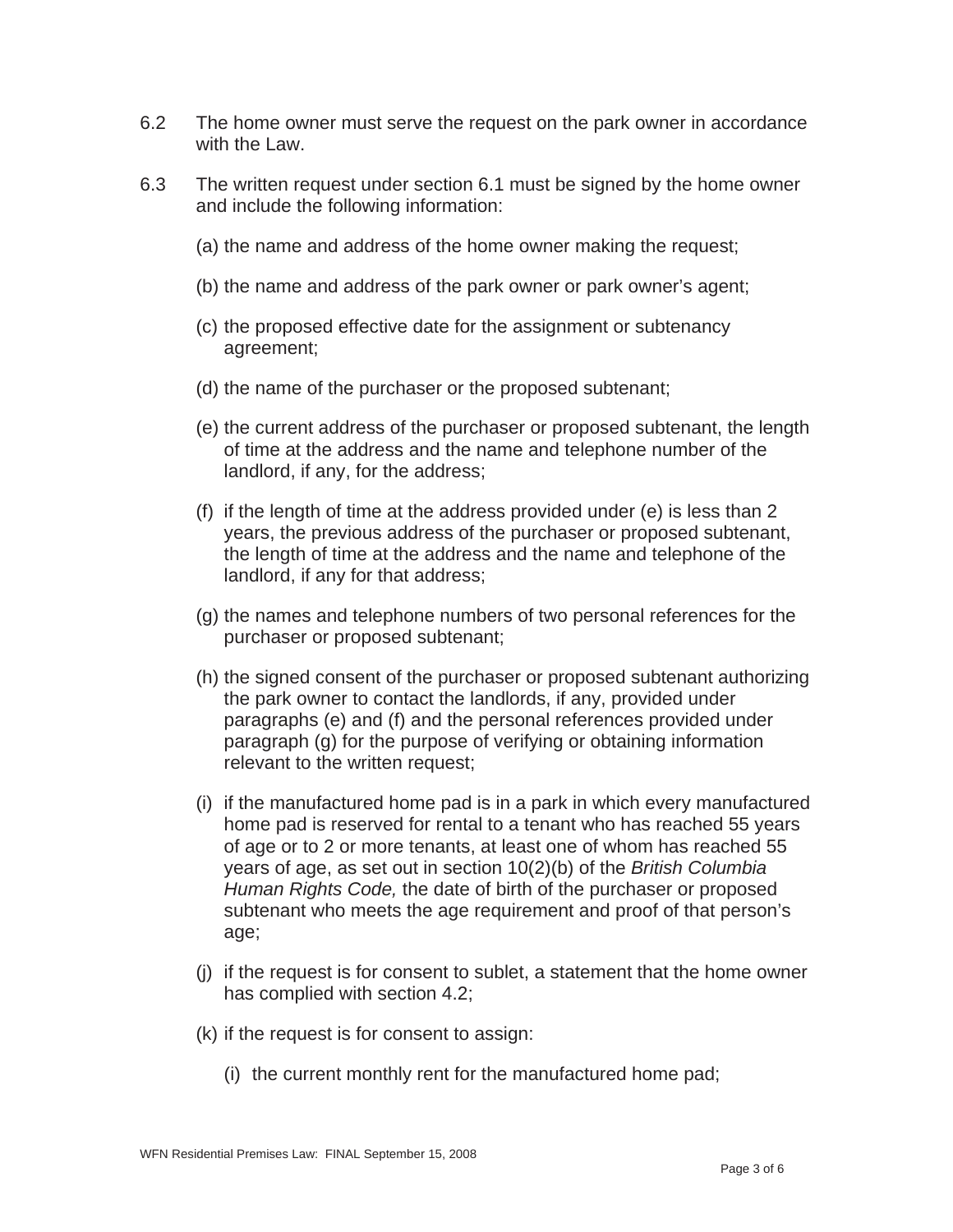6.2 The home owner must serve the request on the park owner in accordance with the Law.

6.3 The written request under section 6.1 must be signed by the home owner and include the following information:

(a) the name and address of the home owner making the request;

(b) the name and address of the park owner or park owner's agent;

(c) the proposed effective date for the assignment or subtenancy agreement;

(d) the name of the purchaser or the proposed subtenant;

(e) the current address of the purchaser or proposed subtenant, the length of time at the address and the name and telephone number of the landlord, if any, for the address;

(f) if the length of time at the address provided under (e) is less than 2 years, the previous address of the purchaser or proposed subtenant, the length of time at the address and the name and telephone of the landlord, if any for that address;

(g) the names and telephone numbers of two personal references for the purchaser or proposed subtenant;

(h) the signed consent of the purchaser or proposed subtenant authorizing the park owner to contact the landlords, if any, provided under paragraphs (e) and (f) and the personal references provided under paragraph (g) for the purpose of verifying or obtaining information relevant to the written request;

(i) if the manufactured home pad is in a park in which every manufactured home pad is reserved for rental to a tenant who has reached 55 years of age or to 2 or more tenants, at least one of whom has reached 55 years of age, as set out in section 10(2)(b) of the *British Columbia Human Rights Code,* the date of birth of the purchaser or proposed subtenant who meets the age requirement and proof of that person's age;

(j) if the request is for consent to sublet, a statement that the home owner has complied with section 4.2;

(k) if the request is for consent to assign:

(i) the current monthly rent for the manufactured home pad;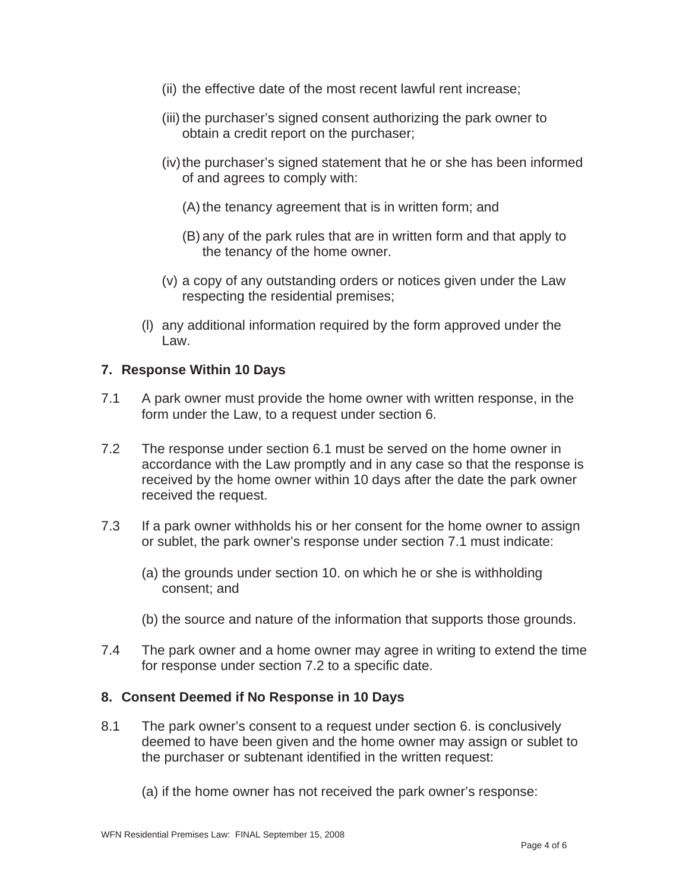(ii) the effective date of the most recent lawful rent increase;

(iii) the purchaser's signed consent authorizing the park owner to obtain a credit report on the purchaser;

(iv) the purchaser's signed statement that he or she has been informed of and agrees to comply with:

(A) the tenancy agreement that is in written form; and

(B) any of the park rules that are in written form and that apply to the tenancy of the home owner.

(v) a copy of any outstanding orders or notices given under the Law respecting the residential premises;

(l) any additional information required by the form approved under the Law.

**7. Response Within 10 Days**

7.1 A park owner must provide the home owner with written response, in the form under the Law, to a request under section 6.

7.2 The response under section 6.1 must be served on the home owner in accordance with the Law promptly and in any case so that the response is received by the home owner within 10 days after the date the park owner received the request.

7.3 If a park owner withholds his or her consent for the home owner to assign or sublet, the park owner's response under section 7.1 must indicate:

(a) the grounds under section 10. on which he or she is withholding consent; and

(b) the source and nature of the information that supports those grounds.

7.4 The park owner and a home owner may agree in writing to extend the time for response under section 7.2 to a specific date.

**8. Consent Deemed if No Response in 10 Days**

8.1 The park owner's consent to a request under section 6. is conclusively deemed to have been given and the home owner may assign or sublet to the purchaser or subtenant identified in the written request:

(a) if the home owner has not received the park owner's response: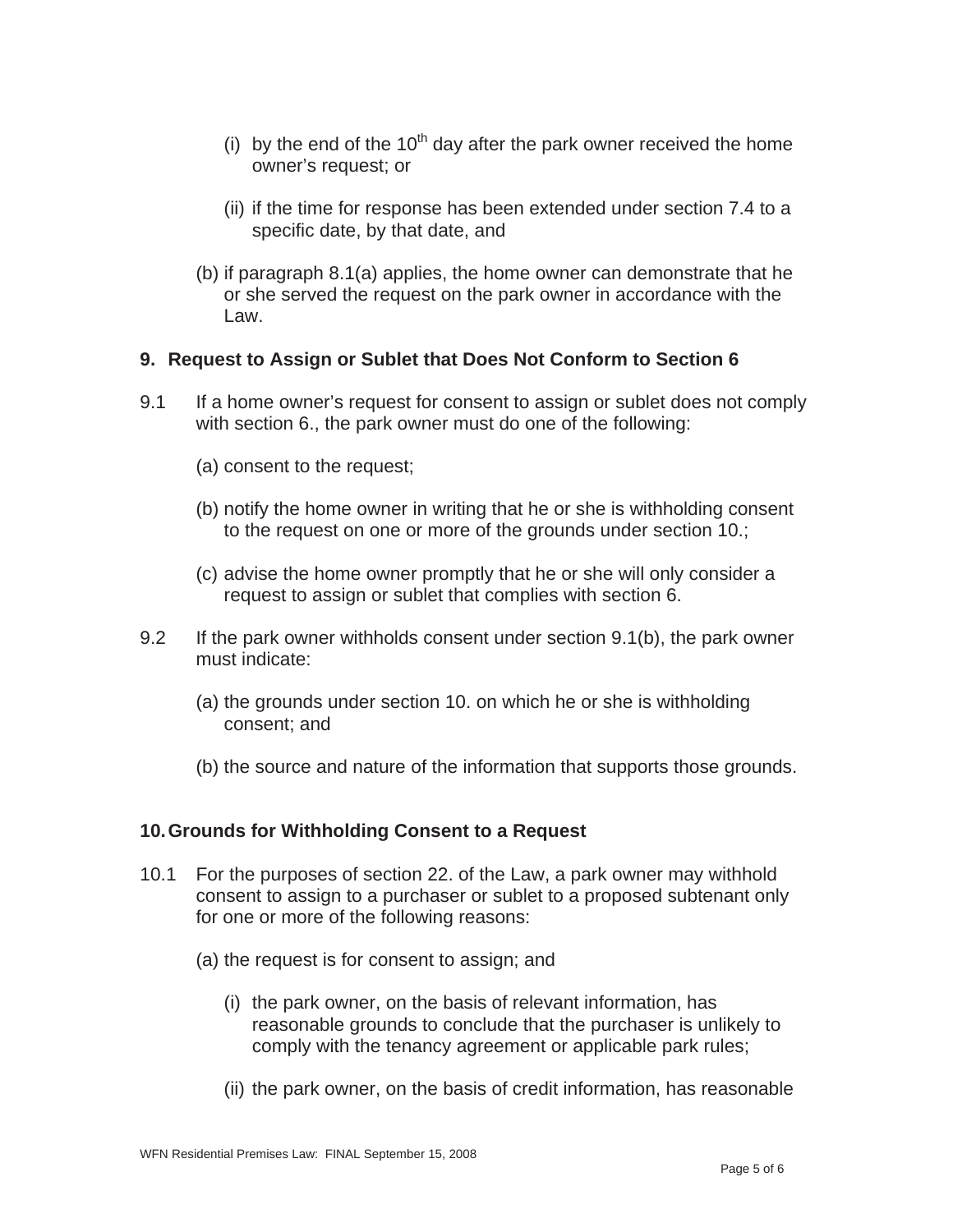(i) by the end of the 10th day after the park owner received the home owner's request; or

(ii) if the time for response has been extended under section 7.4 to a specific date, by that date, and

(b) if paragraph 8.1(a) applies, the home owner can demonstrate that he or she served the request on the park owner in accordance with the Law.

## 9. Request to Assign or Sublet that Does Not Conform to Section 6

9.1 If a home owner's request for consent to assign or sublet does not comply with section 6., the park owner must do one of the following:

(a) consent to the request;

(b) notify the home owner in writing that he or she is withholding consent to the request on one or more of the grounds under section 10.;

(c) advise the home owner promptly that he or she will only consider a request to assign or sublet that complies with section 6.

9.2 If the park owner withholds consent under section 9.1(b), the park owner must indicate:

(a) the grounds under section 10. on which he or she is withholding consent; and

(b) the source and nature of the information that supports those grounds.

## 10. Grounds for Withholding Consent to a Request

10.1 For the purposes of section 22. of the Law, a park owner may withhold consent to assign to a purchaser or sublet to a proposed subtenant only for one or more of the following reasons:

(a) the request is for consent to assign; and

(i) the park owner, on the basis of relevant information, has reasonable grounds to conclude that the purchaser is unlikely to comply with the tenancy agreement or applicable park rules;

(ii) the park owner, on the basis of credit information, has reasonable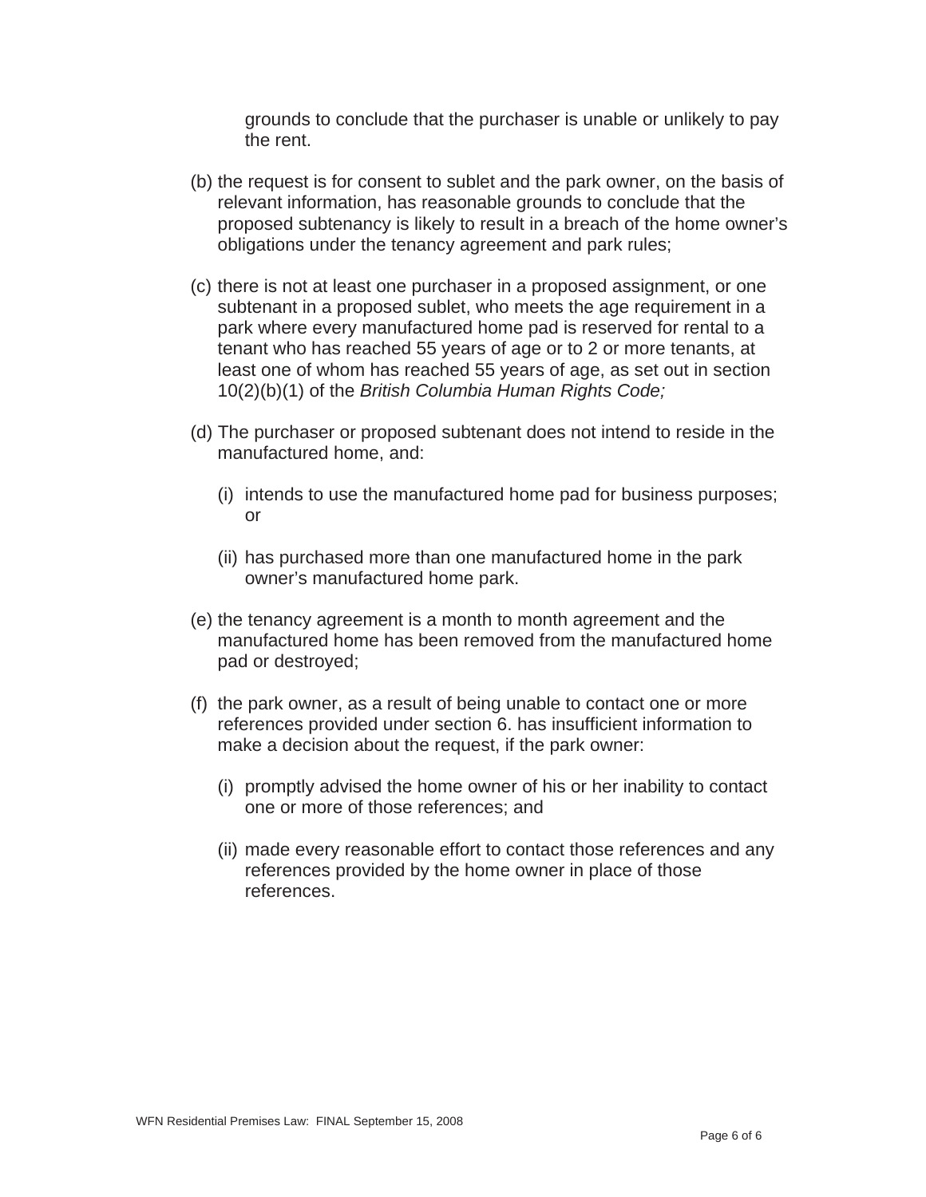grounds to conclude that the purchaser is unable or unlikely to pay the rent.

(b) the request is for consent to sublet and the park owner, on the basis of relevant information, has reasonable grounds to conclude that the proposed subtenancy is likely to result in a breach of the home owner's obligations under the tenancy agreement and park rules;

(c) there is not at least one purchaser in a proposed assignment, or one subtenant in a proposed sublet, who meets the age requirement in a park where every manufactured home pad is reserved for rental to a tenant who has reached 55 years of age or to 2 or more tenants, at least one of whom has reached 55 years of age, as set out in section 10(2)(b)(1) of the *British Columbia Human Rights Code;*

(d) The purchaser or proposed subtenant does not intend to reside in the manufactured home, and:

(i) intends to use the manufactured home pad for business purposes; or

(ii) has purchased more than one manufactured home in the park owner's manufactured home park.

(e) the tenancy agreement is a month to month agreement and the manufactured home has been removed from the manufactured home pad or destroyed;

(f) the park owner, as a result of being unable to contact one or more references provided under section 6. has insufficient information to make a decision about the request, if the park owner:

(i) promptly advised the home owner of his or her inability to contact one or more of those references; and

(ii) made every reasonable effort to contact those references and any references provided by the home owner in place of those references.